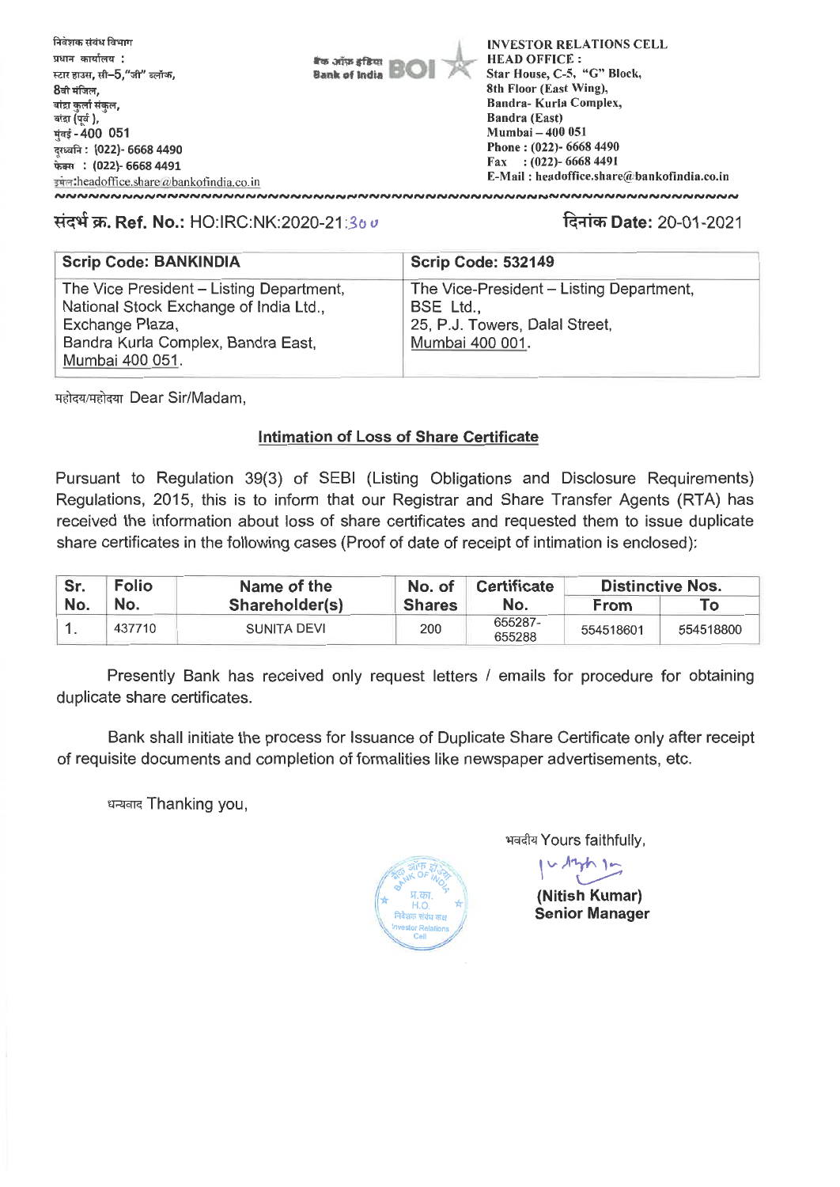निवेशक संबंध विभाग
प्रधान कार्यालय :
स्टार हाउस, सी–5,"जी" ब्लॉक,
8वी मंजिल,
बांद्रा कुर्ला संकुल,
बांद्रा (पूर्व ),
मुंबई - 400 051
दूरध्वनि : (022)- 6668 4490
फेक्स : (022)- 6668 4491
इमेल:headoffice.share@bankofindia.co.in

बैंक ऑफ इंडिया Bank of India BOI

INVESTOR RELATIONS CELL
HEAD OFFICE :
Star House, C-5, "G" Block,
8th Floor (East Wing),
Bandra- Kurla Complex,
Bandra (East)
Mumbai – 400 051
Phone : (022)- 6668 4490
Fax : (022)- 6668 4491
E-Mail : headoffice.share@bankofindia.co.in

संदर्भ क्र. **Ref. No.:** HO:IRC:NK:2020-21:300

दिनांक **Date:** 20-01-2021

| **Scrip Code: BANKINDIA** | **Scrip Code: 532149** |
|---|---|
| The Vice President – Listing Department, National Stock Exchange of India Ltd., Exchange Plaza, Bandra Kurla Complex, Bandra East, Mumbai 400 051. | The Vice-President – Listing Department, BSE Ltd., 25, P.J. Towers, Dalal Street, Mumbai 400 001. |

महोदय/महोदया Dear Sir/Madam,

**Intimation of Loss of Share Certificate**

Pursuant to Regulation 39(3) of SEBI (Listing Obligations and Disclosure Requirements) Regulations, 2015, this is to inform that our Registrar and Share Transfer Agents (RTA) has received the information about loss of share certificates and requested them to issue duplicate share certificates in the following cases (Proof of date of receipt of intimation is enclosed):

| Sr. No. | Folio No. | Name of the Shareholder(s) | No. of Shares | Certificate No. | Distinctive Nos. | |
|---|---|---|---|---|---|---|
| | | | | | From | To |
| 1. | 437710 | SUNITA DEVI | 200 | 655287-655288 | 554518601 | 554518800 |

Presently Bank has received only request letters / emails for procedure for obtaining duplicate share certificates.

Bank shall initiate the process for Issuance of Duplicate Share Certificate only after receipt of requisite documents and completion of formalities like newspaper advertisements, etc.

धन्यवाद Thanking you,

भवदीय Yours faithfully,

**(Nitish Kumar)**
**Senior Manager**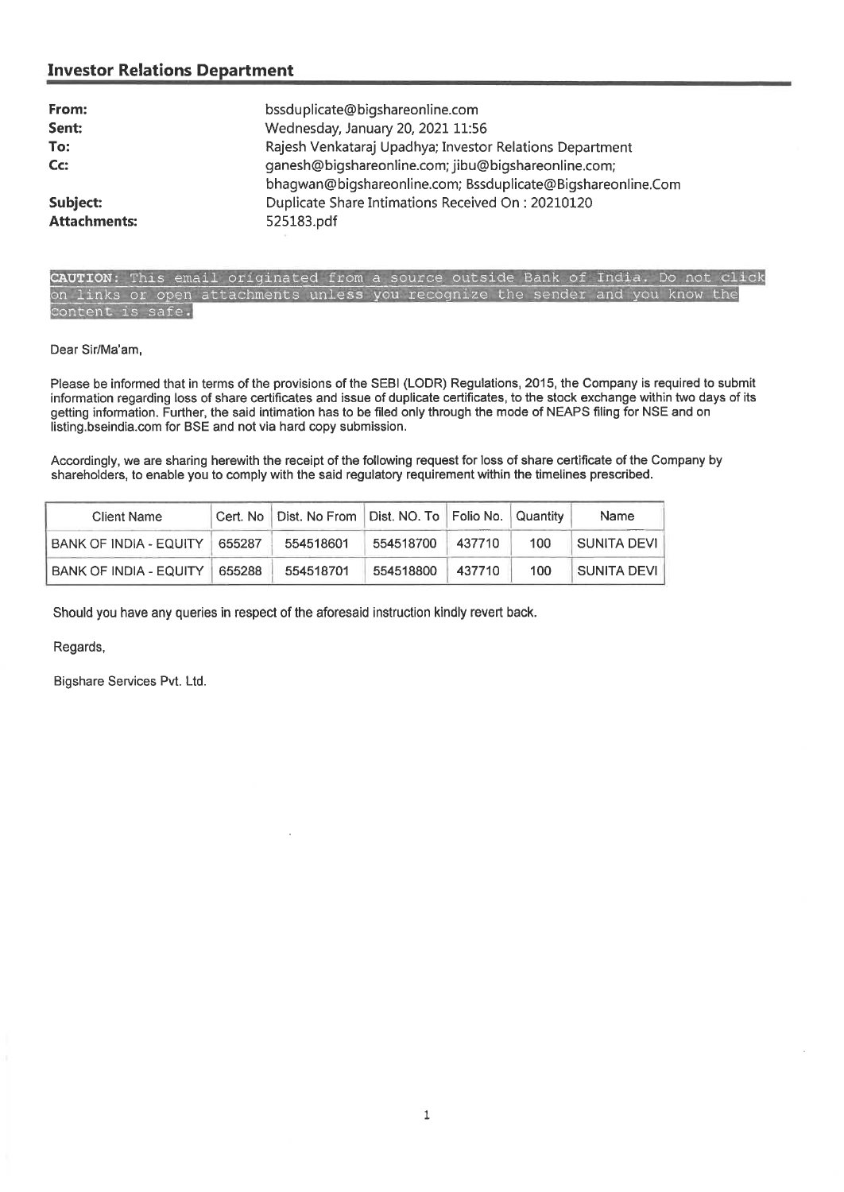## Investor Relations Department

| | |
|---|---|
| **From:** | bssduplicate@bigshareonline.com |
| **Sent:** | Wednesday, January 20, 2021 11:56 |
| **To:** | Rajesh Venkataraj Upadhya; Investor Relations Department |
| **Cc:** | ganesh@bigshareonline.com; jibu@bigshareonline.com; bhagwan@bigshareonline.com; Bssduplicate@Bigshareonline.Com |
| **Subject:** | Duplicate Share Intimations Received On : 20210120 |
| **Attachments:** | 525183.pdf |

**CAUTION:** This email originated from a source outside Bank of India. Do not click on links or open attachments unless you recognize the sender and you know the content is safe.

Dear Sir/Ma'am,

Please be informed that in terms of the provisions of the SEBI (LODR) Regulations, 2015, the Company is required to submit information regarding loss of share certificates and issue of duplicate certificates, to the stock exchange within two days of its getting information. Further, the said intimation has to be filed only through the mode of NEAPS filing for NSE and on listing.bseindia.com for BSE and not via hard copy submission.

Accordingly, we are sharing herewith the receipt of the following request for loss of share certificate of the Company by shareholders, to enable you to comply with the said regulatory requirement within the timelines prescribed.

| Client Name | Cert. No | Dist. No From | Dist. NO. To | Folio No. | Quantity | Name |
|---|---|---|---|---|---|---|
| BANK OF INDIA - EQUITY | 655287 | 554518601 | 554518700 | 437710 | 100 | SUNITA DEVI |
| BANK OF INDIA - EQUITY | 655288 | 554518701 | 554518800 | 437710 | 100 | SUNITA DEVI |

Should you have any queries in respect of the aforesaid instruction kindly revert back.

Regards,

Bigshare Services Pvt. Ltd.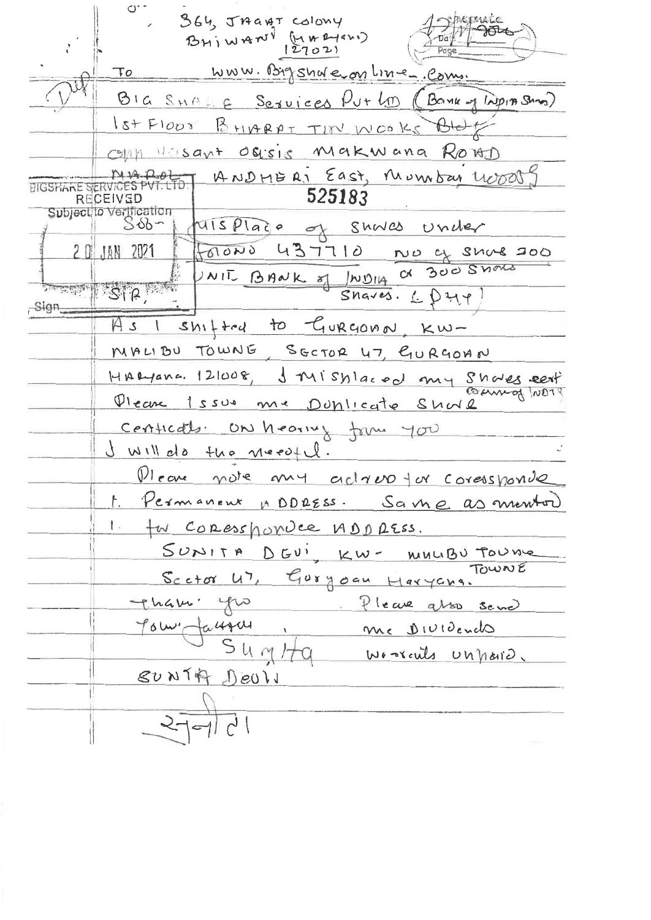364, JAGAT colony
BHIWANI (HARYANA)
127021

To www.Bigshareonline.com.

BIG SHARE Services Pvt Ltd (Bank of India Shares)
1st Floor BHARAT TIN WORKS Bldg
opp Vasant Oasis Makwana ROAD
MAROL ANDHERI East, Mumbai 400059

BIGSHARE SERVICES PVT. LTD.
RECEIVED
Subject to Verification
20 JAN 2021
Sign

525183

Sub- Misplace of shares under
Folio No 437710 No of share 200
UNIT BANK of INDIA or 300 shares
Shares. (DHY)

SIR,

As I shifted to GURGAON, KW-MALIBU TOWNE, SECTOR 47, GURGAON Haryana. 121008, I misplaced my shares cert (Bank of INDIA). Please Issue me Duplicate Share Certificate. On hearing from you I will do the needful.

Please note my address for Corresspondence
1. Permanent ADDRESS. Same as mentioned
1. for Coresspondence ADDRESS.
SUNITA DEVI, KW- MALIBU TOWNE
Sector 47, Gurgaon Haryana.

Thank you
Yours faithfully
Sunita
SUNITA Devi

Please also send me Dividends Warrants unpaid.

27/1/21